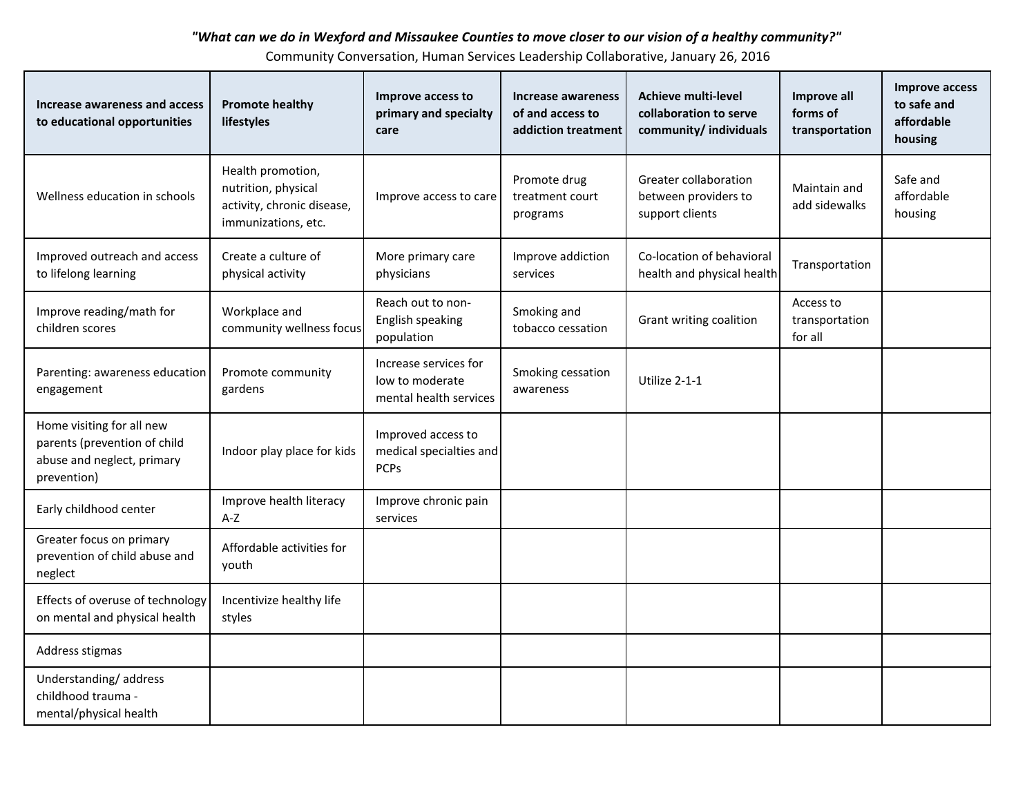***"What can we do in Wexford and Missaukee Counties to move closer to our vision of a healthy community?"***

Community Conversation, Human Services Leadership Collaborative, January 26, 2016

| Increase awareness and access to educational opportunities | Promote healthy lifestyles | Improve access to primary and specialty care | Increase awareness of and access to addiction treatment | Achieve multi-level collaboration to serve community/ individuals | Improve all forms of transportation | Improve access to safe and affordable housing |
|---|---|---|---|---|---|---|
| Wellness education in schools | Health promotion, nutrition, physical activity, chronic disease, immunizations, etc. | Improve access to care | Promote drug treatment court programs | Greater collaboration between providers to support clients | Maintain and add sidewalks | Safe and affordable housing |
| Improved outreach and access to lifelong learning | Create a culture of physical activity | More primary care physicians | Improve addiction services | Co-location of behavioral health and physical health | Transportation | |
| Improve reading/math for children scores | Workplace and community wellness focus | Reach out to non-English speaking population | Smoking and tobacco cessation | Grant writing coalition | Access to transportation for all | |
| Parenting: awareness education engagement | Promote community gardens | Increase services for low to moderate mental health services | Smoking cessation awareness | Utilize 2-1-1 | | |
| Home visiting for all new parents (prevention of child abuse and neglect, primary prevention) | Indoor play place for kids | Improved access to medical specialties and PCPs | | | | |
| Early childhood center | Improve health literacy A-Z | Improve chronic pain services | | | | |
| Greater focus on primary prevention of child abuse and neglect | Affordable activities for youth | | | | | |
| Effects of overuse of technology on mental and physical health | Incentivize healthy life styles | | | | | |
| Address stigmas | | | | | | |
| Understanding/ address childhood trauma - mental/physical health | | | | | | |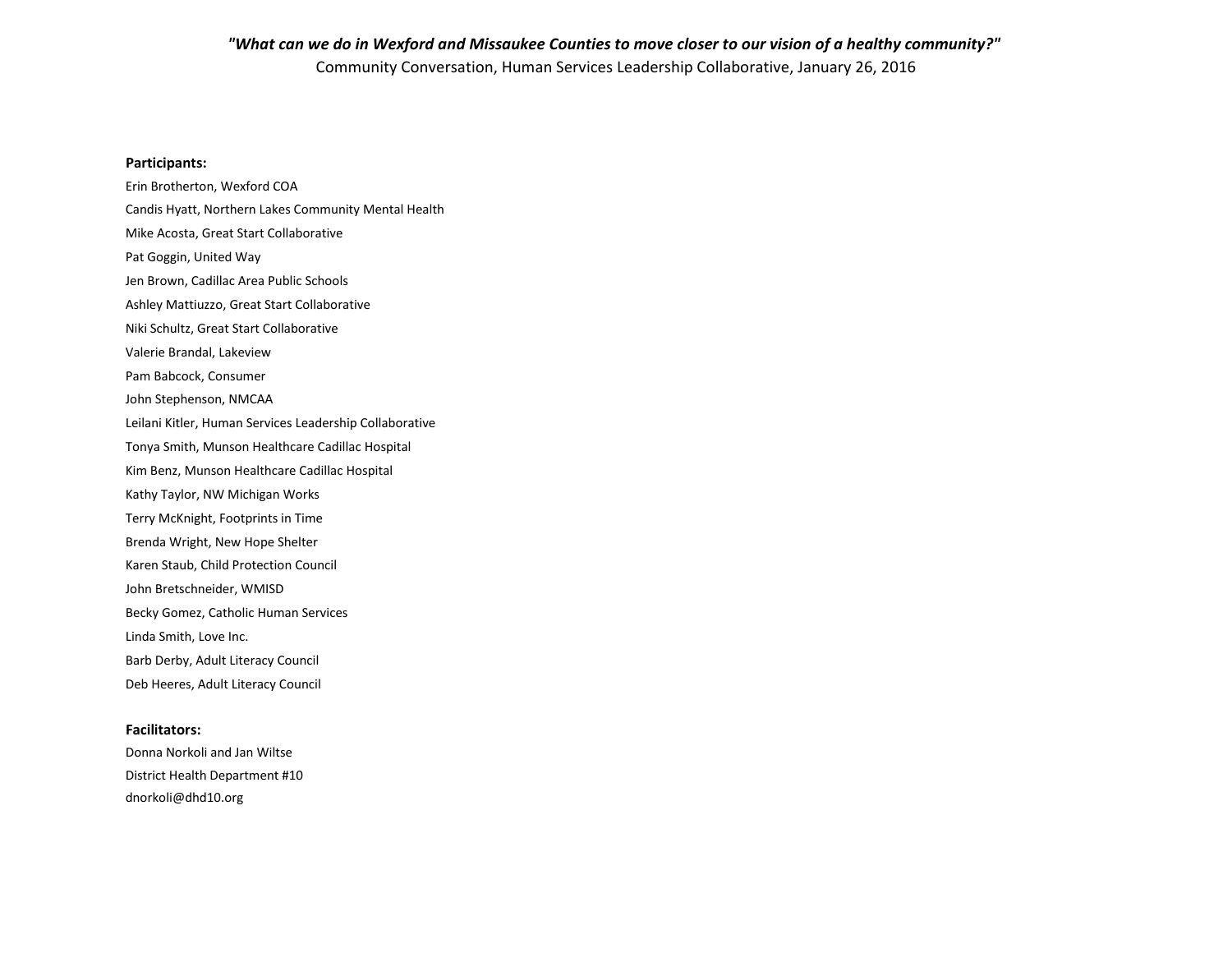***"What can we do in Wexford and Missaukee Counties to move closer to our vision of a healthy community?"***

Community Conversation, Human Services Leadership Collaborative, January 26, 2016

**Participants:**

Erin Brotherton, Wexford COA

Candis Hyatt, Northern Lakes Community Mental Health

Mike Acosta, Great Start Collaborative

Pat Goggin, United Way

Jen Brown, Cadillac Area Public Schools

Ashley Mattiuzzo, Great Start Collaborative

Niki Schultz, Great Start Collaborative

Valerie Brandal, Lakeview

Pam Babcock, Consumer

John Stephenson, NMCAA

Leilani Kitler, Human Services Leadership Collaborative

Tonya Smith, Munson Healthcare Cadillac Hospital

Kim Benz, Munson Healthcare Cadillac Hospital

Kathy Taylor, NW Michigan Works

Terry McKnight, Footprints in Time

Brenda Wright, New Hope Shelter

Karen Staub, Child Protection Council

John Bretschneider, WMISD

Becky Gomez, Catholic Human Services

Linda Smith, Love Inc.

Barb Derby, Adult Literacy Council

Deb Heeres, Adult Literacy Council

**Facilitators:**

Donna Norkoli and Jan Wiltse

District Health Department #10

dnorkoli@dhd10.org